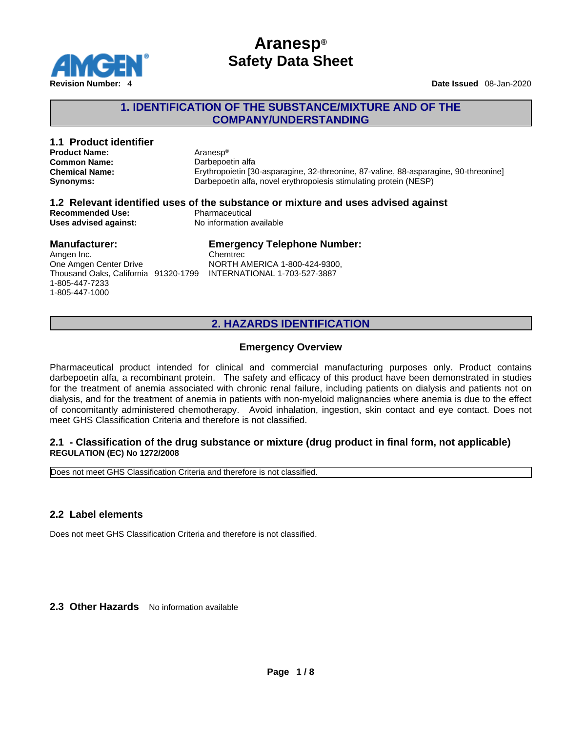# Aranesp®
# Safety Data Sheet

**Revision Number:** 4 **Date Issued** 08-Jan-2020

## 1. IDENTIFICATION OF THE SUBSTANCE/MIXTURE AND OF THE COMPANY/UNDERSTANDING

### 1.1 Product identifier

| | |
|---|---|
| **Product Name:** | Aranesp® |
| **Common Name:** | Darbepoetin alfa |
| **Chemical Name:** | Erythropoietin [30-asparagine, 32-threonine, 87-valine, 88-asparagine, 90-threonine] |
| **Synonyms:** | Darbepoetin alfa, novel erythropoiesis stimulating protein (NESP) |

### 1.2 Relevant identified uses of the substance or mixture and uses advised against

| | |
|---|---|
| **Recommended Use:** | Pharmaceutical |
| **Uses advised against:** | No information available |

### Manufacturer:

Amgen Inc.
One Amgen Center Drive
Thousand Oaks, California 91320-1799
1-805-447-7233
1-805-447-1000

### Emergency Telephone Number:

Chemtrec
NORTH AMERICA 1-800-424-9300,
INTERNATIONAL 1-703-527-3887

## 2. HAZARDS IDENTIFICATION

### Emergency Overview

Pharmaceutical product intended for clinical and commercial manufacturing purposes only. Product contains darbepoetin alfa, a recombinant protein. The safety and efficacy of this product have been demonstrated in studies for the treatment of anemia associated with chronic renal failure, including patients on dialysis and patients not on dialysis, and for the treatment of anemia in patients with non-myeloid malignancies where anemia is due to the effect of concomitantly administered chemotherapy. Avoid inhalation, ingestion, skin contact and eye contact. Does not meet GHS Classification Criteria and therefore is not classified.

### 2.1 - Classification of the drug substance or mixture (drug product in final form, not applicable)

**REGULATION (EC) No 1272/2008**

| Does not meet GHS Classification Criteria and therefore is not classified. |
|---|

### 2.2 Label elements

Does not meet GHS Classification Criteria and therefore is not classified.

### 2.3 Other Hazards

No information available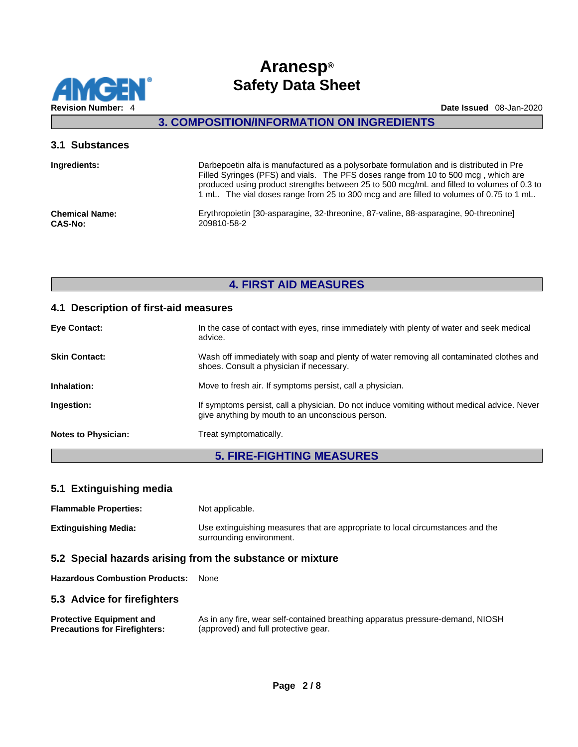## 3. COMPOSITION/INFORMATION ON INGREDIENTS

### 3.1 Substances

**Ingredients:** Darbepoetin alfa is manufactured as a polysorbate formulation and is distributed in Pre Filled Syringes (PFS) and vials. The PFS doses range from 10 to 500 mcg , which are produced using product strengths between 25 to 500 mcg/mL and filled to volumes of 0.3 to 1 mL. The vial doses range from 25 to 300 mcg and are filled to volumes of 0.75 to 1 mL.

**Chemical Name:** Erythropoietin [30-asparagine, 32-threonine, 87-valine, 88-asparagine, 90-threonine]
**CAS-No:** 209810-58-2

## 4. FIRST AID MEASURES

### 4.1 Description of first-aid measures

**Eye Contact:** In the case of contact with eyes, rinse immediately with plenty of water and seek medical advice.

**Skin Contact:** Wash off immediately with soap and plenty of water removing all contaminated clothes and shoes. Consult a physician if necessary.

**Inhalation:** Move to fresh air. If symptoms persist, call a physician.

**Ingestion:** If symptoms persist, call a physician. Do not induce vomiting without medical advice. Never give anything by mouth to an unconscious person.

**Notes to Physician:** Treat symptomatically.

## 5. FIRE-FIGHTING MEASURES

### 5.1 Extinguishing media

**Flammable Properties:** Not applicable.

**Extinguishing Media:** Use extinguishing measures that are appropriate to local circumstances and the surrounding environment.

### 5.2 Special hazards arising from the substance or mixture

**Hazardous Combustion Products:** None

### 5.3 Advice for firefighters

**Protective Equipment and Precautions for Firefighters:** As in any fire, wear self-contained breathing apparatus pressure-demand, NIOSH (approved) and full protective gear.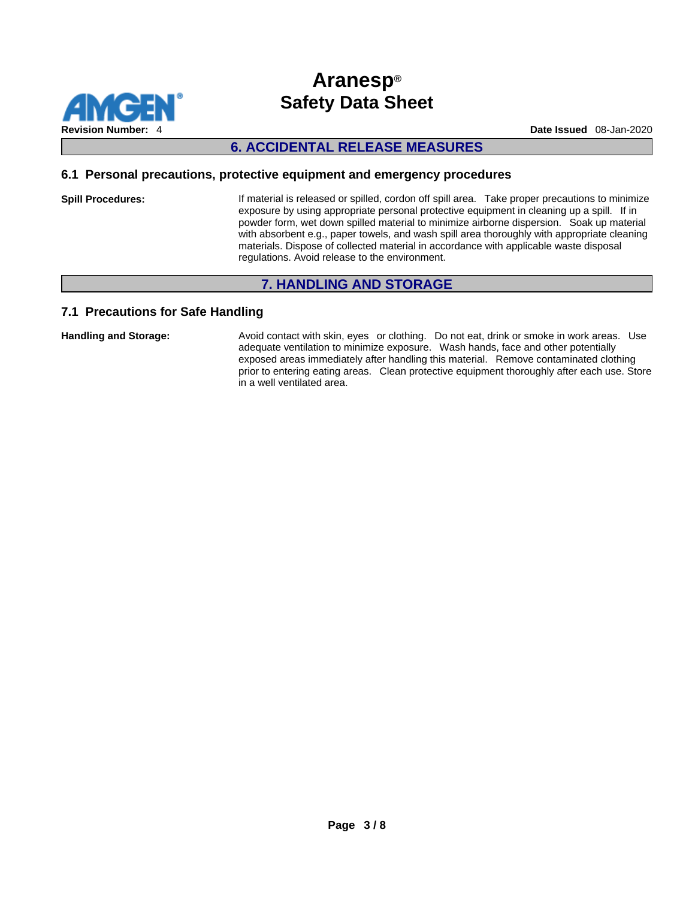## 6. ACCIDENTAL RELEASE MEASURES

### 6.1 Personal precautions, protective equipment and emergency procedures

**Spill Procedures:** If material is released or spilled, cordon off spill area. Take proper precautions to minimize exposure by using appropriate personal protective equipment in cleaning up a spill. If in powder form, wet down spilled material to minimize airborne dispersion. Soak up material with absorbent e.g., paper towels, and wash spill area thoroughly with appropriate cleaning materials. Dispose of collected material in accordance with applicable waste disposal regulations. Avoid release to the environment.

## 7. HANDLING AND STORAGE

### 7.1 Precautions for Safe Handling

**Handling and Storage:** Avoid contact with skin, eyes or clothing. Do not eat, drink or smoke in work areas. Use adequate ventilation to minimize exposure. Wash hands, face and other potentially exposed areas immediately after handling this material. Remove contaminated clothing prior to entering eating areas. Clean protective equipment thoroughly after each use. Store in a well ventilated area.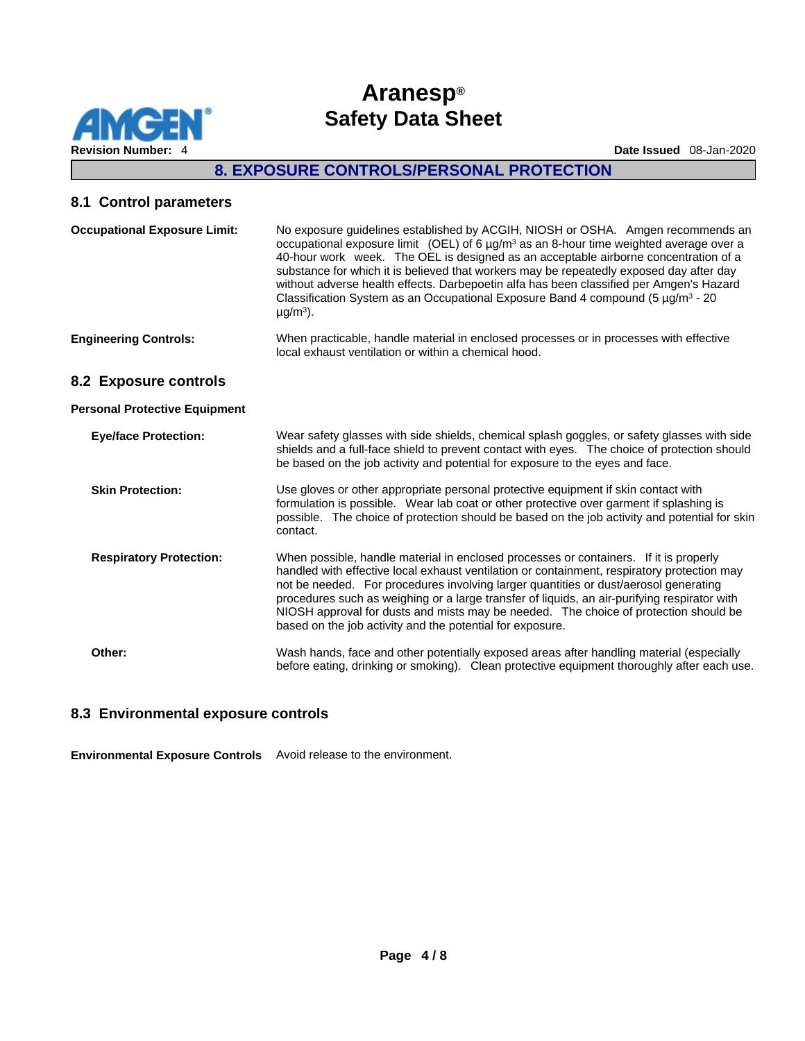## 8. EXPOSURE CONTROLS/PERSONAL PROTECTION

### 8.1 Control parameters

**Occupational Exposure Limit:** No exposure guidelines established by ACGIH, NIOSH or OSHA. Amgen recommends an occupational exposure limit (OEL) of 6 µg/m³ as an 8-hour time weighted average over a 40-hour work week. The OEL is designed as an acceptable airborne concentration of a substance for which it is believed that workers may be repeatedly exposed day after day without adverse health effects. Darbepoetin alfa has been classified per Amgen's Hazard Classification System as an Occupational Exposure Band 4 compound (5 µg/m³ - 20 µg/m³).

**Engineering Controls:** When practicable, handle material in enclosed processes or in processes with effective local exhaust ventilation or within a chemical hood.

### 8.2 Exposure controls

**Personal Protective Equipment**

**Eye/face Protection:** Wear safety glasses with side shields, chemical splash goggles, or safety glasses with side shields and a full-face shield to prevent contact with eyes. The choice of protection should be based on the job activity and potential for exposure to the eyes and face.

**Skin Protection:** Use gloves or other appropriate personal protective equipment if skin contact with formulation is possible. Wear lab coat or other protective over garment if splashing is possible. The choice of protection should be based on the job activity and potential for skin contact.

**Respiratory Protection:** When possible, handle material in enclosed processes or containers. If it is properly handled with effective local exhaust ventilation or containment, respiratory protection may not be needed. For procedures involving larger quantities or dust/aerosol generating procedures such as weighing or a large transfer of liquids, an air-purifying respirator with NIOSH approval for dusts and mists may be needed. The choice of protection should be based on the job activity and the potential for exposure.

**Other:** Wash hands, face and other potentially exposed areas after handling material (especially before eating, drinking or smoking). Clean protective equipment thoroughly after each use.

### 8.3 Environmental exposure controls

**Environmental Exposure Controls** Avoid release to the environment.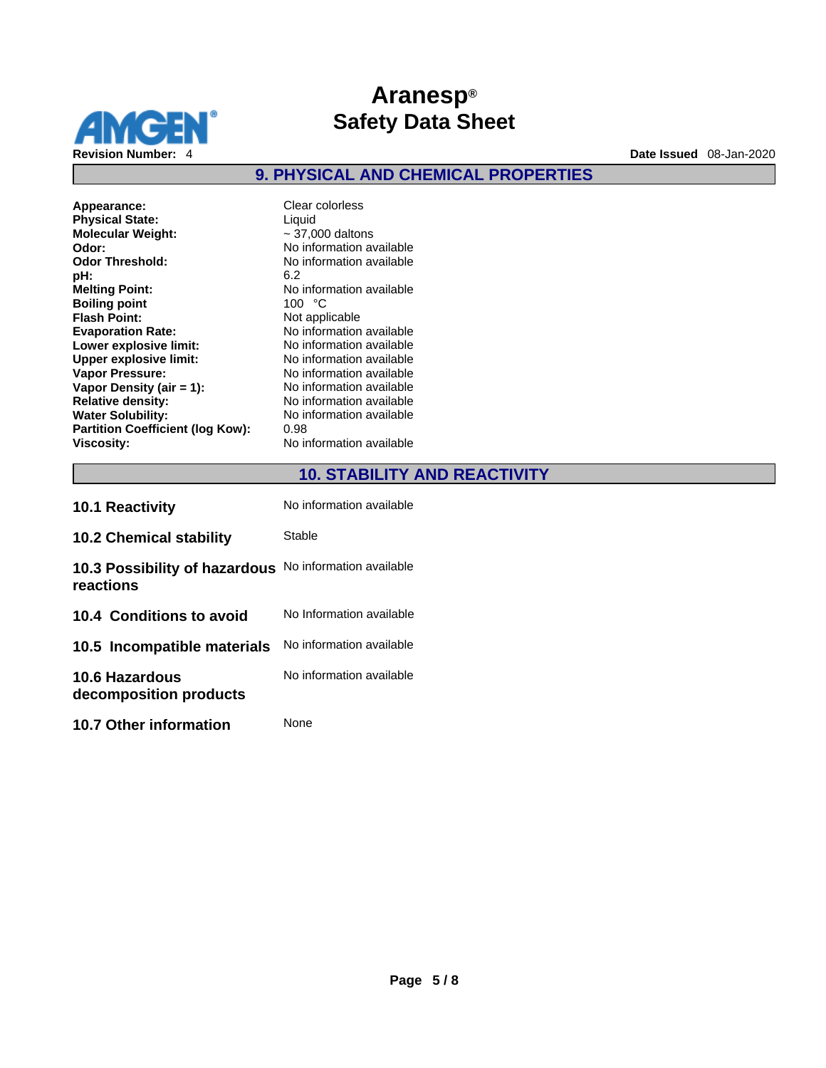## 9. PHYSICAL AND CHEMICAL PROPERTIES

| | |
|---|---|
| **Appearance:** | Clear colorless |
| **Physical State:** | Liquid |
| **Molecular Weight:** | ~ 37,000 daltons |
| **Odor:** | No information available |
| **Odor Threshold:** | No information available |
| **pH:** | 6.2 |
| **Melting Point:** | No information available |
| **Boiling point** | 100 °C |
| **Flash Point:** | Not applicable |
| **Evaporation Rate:** | No information available |
| **Lower explosive limit:** | No information available |
| **Upper explosive limit:** | No information available |
| **Vapor Pressure:** | No information available |
| **Vapor Density (air = 1):** | No information available |
| **Relative density:** | No information available |
| **Water Solubility:** | No information available |
| **Partition Coefficient (log Kow):** | 0.98 |
| **Viscosity:** | No information available |

## 10. STABILITY AND REACTIVITY

| | |
|---|---|
| **10.1 Reactivity** | No information available |
| **10.2 Chemical stability** | Stable |
| **10.3 Possibility of hazardous reactions** | No information available |
| **10.4 Conditions to avoid** | No Information available |
| **10.5 Incompatible materials** | No information available |
| **10.6 Hazardous decomposition products** | No information available |
| **10.7 Other information** | None |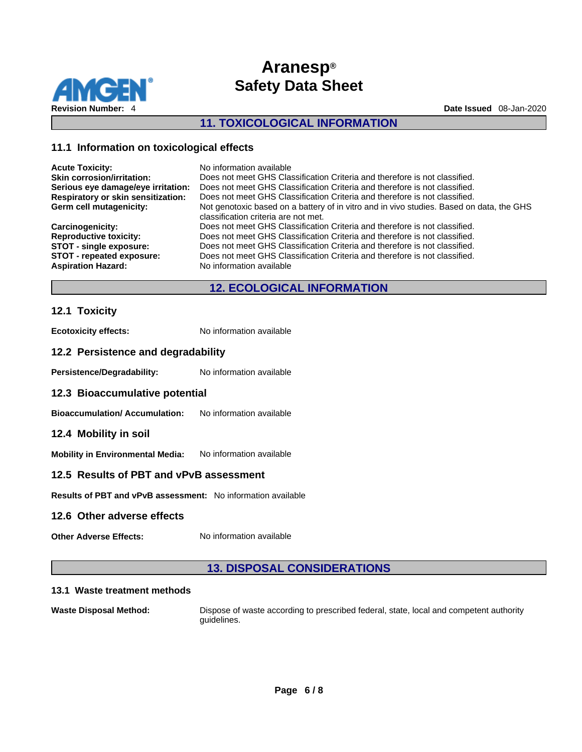## 11. TOXICOLOGICAL INFORMATION

### 11.1 Information on toxicological effects

**Acute Toxicity:** No information available

**Skin corrosion/irritation:** Does not meet GHS Classification Criteria and therefore is not classified.

**Serious eye damage/eye irritation:** Does not meet GHS Classification Criteria and therefore is not classified.

**Respiratory or skin sensitization:** Does not meet GHS Classification Criteria and therefore is not classified.

**Germ cell mutagenicity:** Not genotoxic based on a battery of in vitro and in vivo studies. Based on data, the GHS classification criteria are not met.

**Carcinogenicity:** Does not meet GHS Classification Criteria and therefore is not classified.

**Reproductive toxicity:** Does not meet GHS Classification Criteria and therefore is not classified.

**STOT - single exposure:** Does not meet GHS Classification Criteria and therefore is not classified.

**STOT - repeated exposure:** Does not meet GHS Classification Criteria and therefore is not classified.

**Aspiration Hazard:** No information available

## 12. ECOLOGICAL INFORMATION

### 12.1 Toxicity

**Ecotoxicity effects:** No information available

### 12.2 Persistence and degradability

**Persistence/Degradability:** No information available

### 12.3 Bioaccumulative potential

**Bioaccumulation/ Accumulation:** No information available

### 12.4 Mobility in soil

**Mobility in Environmental Media:** No information available

### 12.5 Results of PBT and vPvB assessment

**Results of PBT and vPvB assessment:** No information available

### 12.6 Other adverse effects

**Other Adverse Effects:** No information available

## 13. DISPOSAL CONSIDERATIONS

### 13.1 Waste treatment methods

**Waste Disposal Method:** Dispose of waste according to prescribed federal, state, local and competent authority guidelines.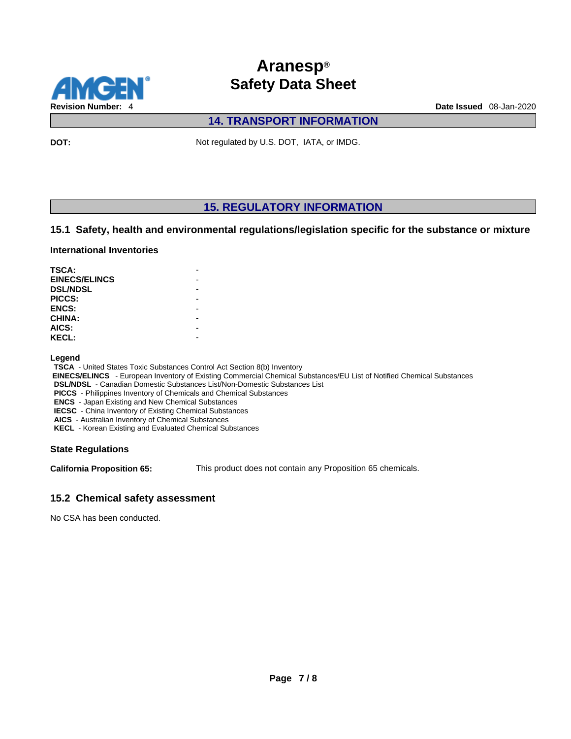## 14. TRANSPORT INFORMATION

**DOT:** Not regulated by U.S. DOT, IATA, or IMDG.

## 15. REGULATORY INFORMATION

### 15.1 Safety, health and environmental regulations/legislation specific for the substance or mixture

#### International Inventories

| | |
|---|---|
| **TSCA:** | - |
| **EINECS/ELINCS** | - |
| **DSL/NDSL** | - |
| **PICCS:** | - |
| **ENCS:** | - |
| **CHINA:** | - |
| **AICS:** | - |
| **KECL:** | - |

**Legend**

**TSCA** - United States Toxic Substances Control Act Section 8(b) Inventory
**EINECS/ELINCS** - European Inventory of Existing Commercial Chemical Substances/EU List of Notified Chemical Substances
**DSL/NDSL** - Canadian Domestic Substances List/Non-Domestic Substances List
**PICCS** - Philippines Inventory of Chemicals and Chemical Substances
**ENCS** - Japan Existing and New Chemical Substances
**IECSC** - China Inventory of Existing Chemical Substances
**AICS** - Australian Inventory of Chemical Substances
**KECL** - Korean Existing and Evaluated Chemical Substances

#### State Regulations

**California Proposition 65:** This product does not contain any Proposition 65 chemicals.

### 15.2 Chemical safety assessment

No CSA has been conducted.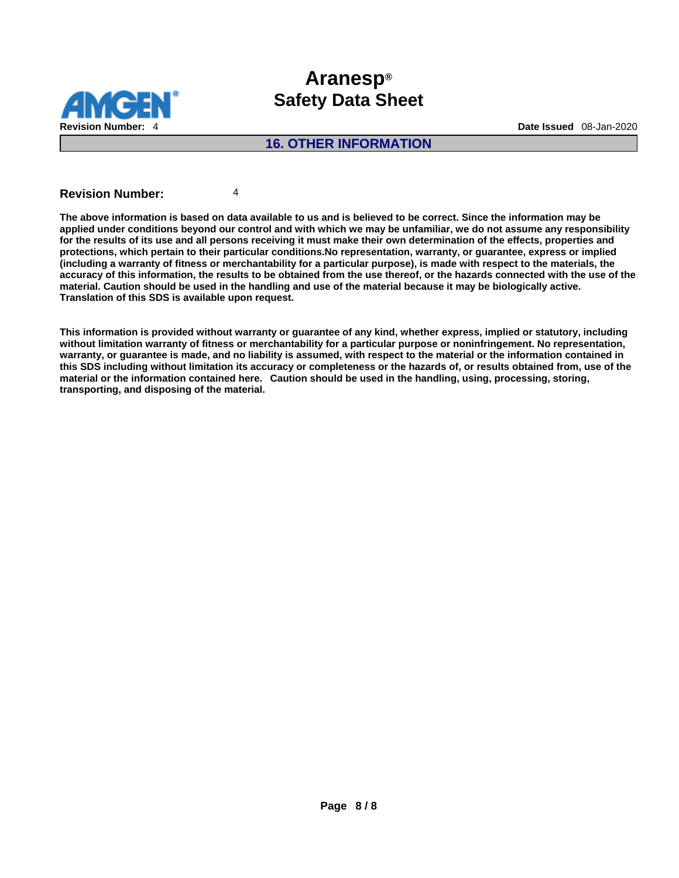## 16. OTHER INFORMATION

**Revision Number:** 4

**The above information is based on data available to us and is believed to be correct. Since the information may be applied under conditions beyond our control and with which we may be unfamiliar, we do not assume any responsibility for the results of its use and all persons receiving it must make their own determination of the effects, properties and protections, which pertain to their particular conditions.No representation, warranty, or guarantee, express or implied (including a warranty of fitness or merchantability for a particular purpose), is made with respect to the materials, the accuracy of this information, the results to be obtained from the use thereof, or the hazards connected with the use of the material. Caution should be used in the handling and use of the material because it may be biologically active. Translation of this SDS is available upon request.**

**This information is provided without warranty or guarantee of any kind, whether express, implied or statutory, including without limitation warranty of fitness or merchantability for a particular purpose or noninfringement. No representation, warranty, or guarantee is made, and no liability is assumed, with respect to the material or the information contained in this SDS including without limitation its accuracy or completeness or the hazards of, or results obtained from, use of the material or the information contained here. Caution should be used in the handling, using, processing, storing, transporting, and disposing of the material.**